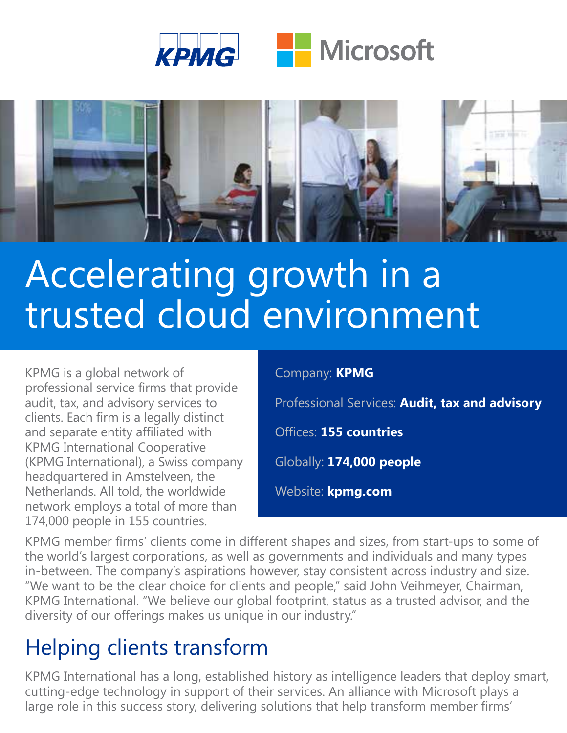# Accelerating growth in a trusted cloud environment

KPMG is a global network of professional service firms that provide audit, tax, and advisory services to clients. Each firm is a legally distinct and separate entity affiliated with KPMG International Cooperative (KPMG International), a Swiss company headquartered in Amstelveen, the Netherlands. All told, the worldwide network employs a total of more than 174,000 people in 155 countries.

Company: **KPMG**

Professional Services: **Audit, tax and advisory**

Offices: **155 countries**

Globally: **174,000 people**

Website: **kpmg.com**

KPMG member firms' clients come in different shapes and sizes, from start-ups to some of the world's largest corporations, as well as governments and individuals and many types in-between. The company's aspirations however, stay consistent across industry and size. "We want to be the clear choice for clients and people," said John Veihmeyer, Chairman, KPMG International. "We believe our global footprint, status as a trusted advisor, and the diversity of our offerings makes us unique in our industry."

## Helping clients transform

KPMG International has a long, established history as intelligence leaders that deploy smart, cutting-edge technology in support of their services. An alliance with Microsoft plays a large role in this success story, delivering solutions that help transform member firms'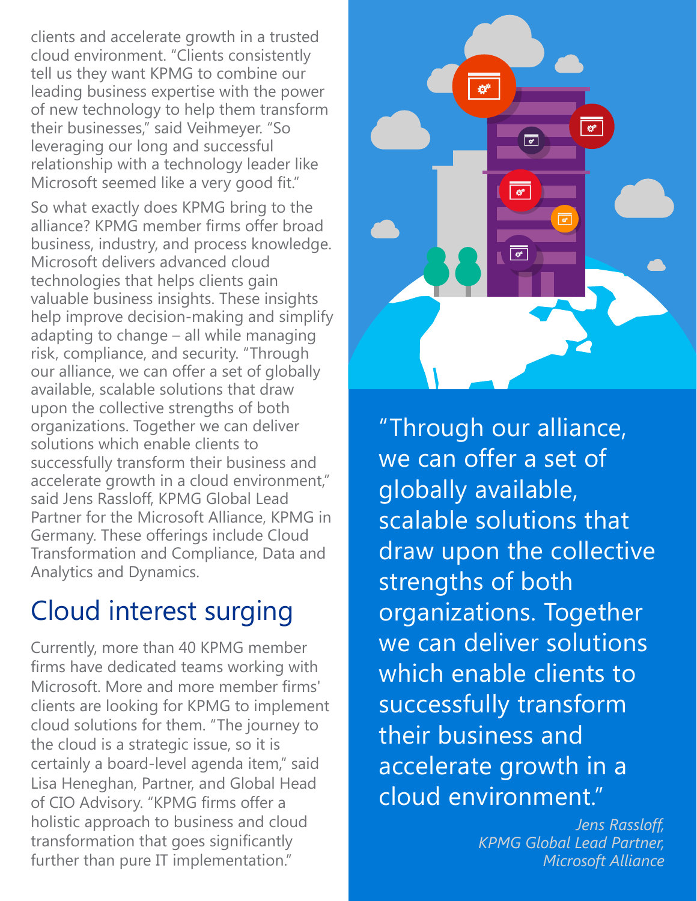clients and accelerate growth in a trusted cloud environment. "Clients consistently tell us they want KPMG to combine our leading business expertise with the power of new technology to help them transform their businesses," said Veihmeyer. "So leveraging our long and successful relationship with a technology leader like Microsoft seemed like a very good fit."

So what exactly does KPMG bring to the alliance? KPMG member firms offer broad business, industry, and process knowledge. Microsoft delivers advanced cloud technologies that helps clients gain valuable business insights. These insights help improve decision-making and simplify adapting to change – all while managing risk, compliance, and security. "Through our alliance, we can offer a set of globally available, scalable solutions that draw upon the collective strengths of both organizations. Together we can deliver solutions which enable clients to successfully transform their business and accelerate growth in a cloud environment," said Jens Rassloff, KPMG Global Lead Partner for the Microsoft Alliance, KPMG in Germany. These offerings include Cloud Transformation and Compliance, Data and Analytics and Dynamics.

## Cloud interest surging

Currently, more than 40 KPMG member firms have dedicated teams working with Microsoft. More and more member firms' clients are looking for KPMG to implement cloud solutions for them. "The journey to the cloud is a strategic issue, so it is certainly a board-level agenda item," said Lisa Heneghan, Partner, and Global Head of CIO Advisory. "KPMG firms offer a holistic approach to business and cloud transformation that goes significantly further than pure IT implementation."

> "Through our alliance, we can offer a set of globally available, scalable solutions that draw upon the collective strengths of both organizations. Together we can deliver solutions which enable clients to successfully transform their business and accelerate growth in a cloud environment."
>
> *Jens Rassloff, KPMG Global Lead Partner, Microsoft Alliance*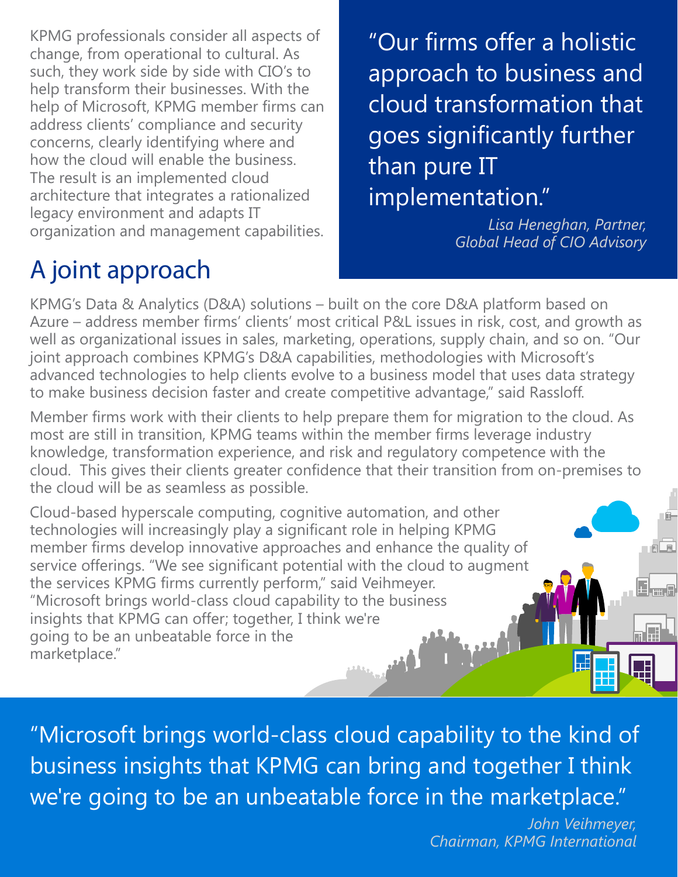KPMG professionals consider all aspects of change, from operational to cultural. As such, they work side by side with CIO's to help transform their businesses. With the help of Microsoft, KPMG member firms can address clients' compliance and security concerns, clearly identifying where and how the cloud will enable the business. The result is an implemented cloud architecture that integrates a rationalized legacy environment and adapts IT organization and management capabilities.

> "Our firms offer a holistic approach to business and cloud transformation that goes significantly further than pure IT implementation."
>
> *Lisa Heneghan, Partner, Global Head of CIO Advisory*

## A joint approach

KPMG's Data & Analytics (D&A) solutions – built on the core D&A platform based on Azure – address member firms' clients' most critical P&L issues in risk, cost, and growth as well as organizational issues in sales, marketing, operations, supply chain, and so on. "Our joint approach combines KPMG's D&A capabilities, methodologies with Microsoft's advanced technologies to help clients evolve to a business model that uses data strategy to make business decision faster and create competitive advantage," said Rassloff.

Member firms work with their clients to help prepare them for migration to the cloud. As most are still in transition, KPMG teams within the member firms leverage industry knowledge, transformation experience, and risk and regulatory competence with the cloud. This gives their clients greater confidence that their transition from on-premises to the cloud will be as seamless as possible.

Cloud-based hyperscale computing, cognitive automation, and other technologies will increasingly play a significant role in helping KPMG member firms develop innovative approaches and enhance the quality of service offerings. "We see significant potential with the cloud to augment the services KPMG firms currently perform," said Veihmeyer. "Microsoft brings world-class cloud capability to the business insights that KPMG can offer; together, I think we're going to be an unbeatable force in the marketplace."

> "Microsoft brings world-class cloud capability to the kind of business insights that KPMG can bring and together I think we're going to be an unbeatable force in the marketplace."
>
> *John Veihmeyer, Chairman, KPMG International*